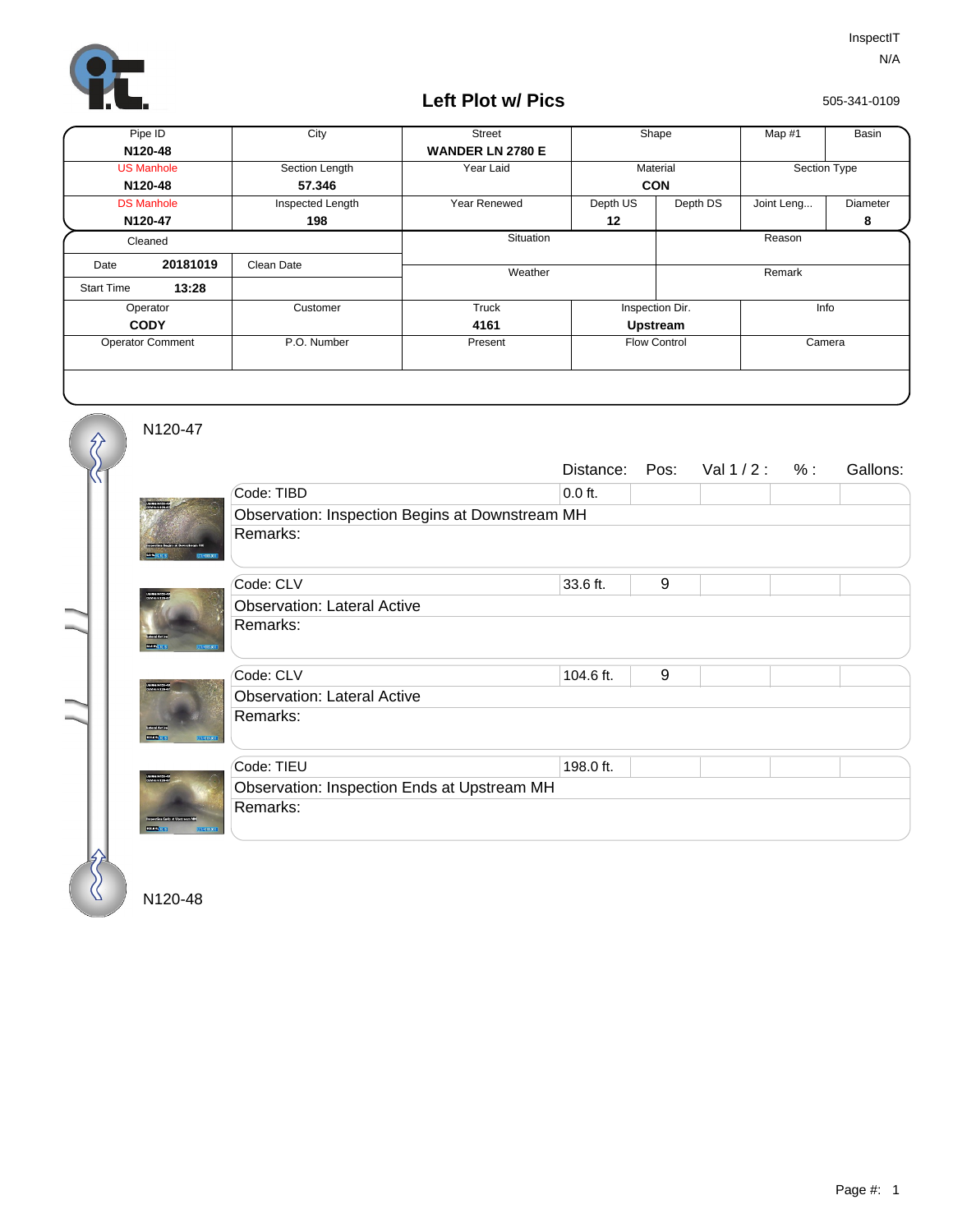InspectIT

N/A

# Left Plot w/ Pics

505-341-0109

| Pipe ID | City | Street | Shape | Map #1 | Basin |
|---|---|---|---|---|---|
| N120-48 | | WANDER LN 2780 E | | | |
| US Manhole | Section Length | Year Laid | Material | Section Type | |
| N120-48 | 57.346 | | CON | | |
| DS Manhole | Inspected Length | Year Renewed | Depth US | Depth DS | Joint Leng... | Diameter |
| N120-47 | 198 | | 12 | | | 8 |

| Cleaned | | Situation | Reason |
|---|---|---|---|
| Date: 20181019 | Clean Date | Weather | Remark |
| Start Time: 13:28 | | | |

| Operator | Customer | Truck | Inspection Dir. | Info |
|---|---|---|---|---|
| CODY | | 4161 | Upstream | |
| Operator Comment | P.O. Number | Present | Flow Control | Camera |

N120-47

| Code | Distance: | Pos: | Val 1 / 2 : | % : | Gallons: |
|---|---|---|---|---|---|
| Code: TIBD | 0.0 ft. | | | | |
| Observation: Inspection Begins at Downstream MH | | | | | |
| Remarks: | | | | | |
| Code: CLV | 33.6 ft. | 9 | | | |
| Observation: Lateral Active | | | | | |
| Remarks: | | | | | |
| Code: CLV | 104.6 ft. | 9 | | | |
| Observation: Lateral Active | | | | | |
| Remarks: | | | | | |
| Code: TIEU | 198.0 ft. | | | | |
| Observation: Inspection Ends at Upstream MH | | | | | |
| Remarks: | | | | | |

N120-48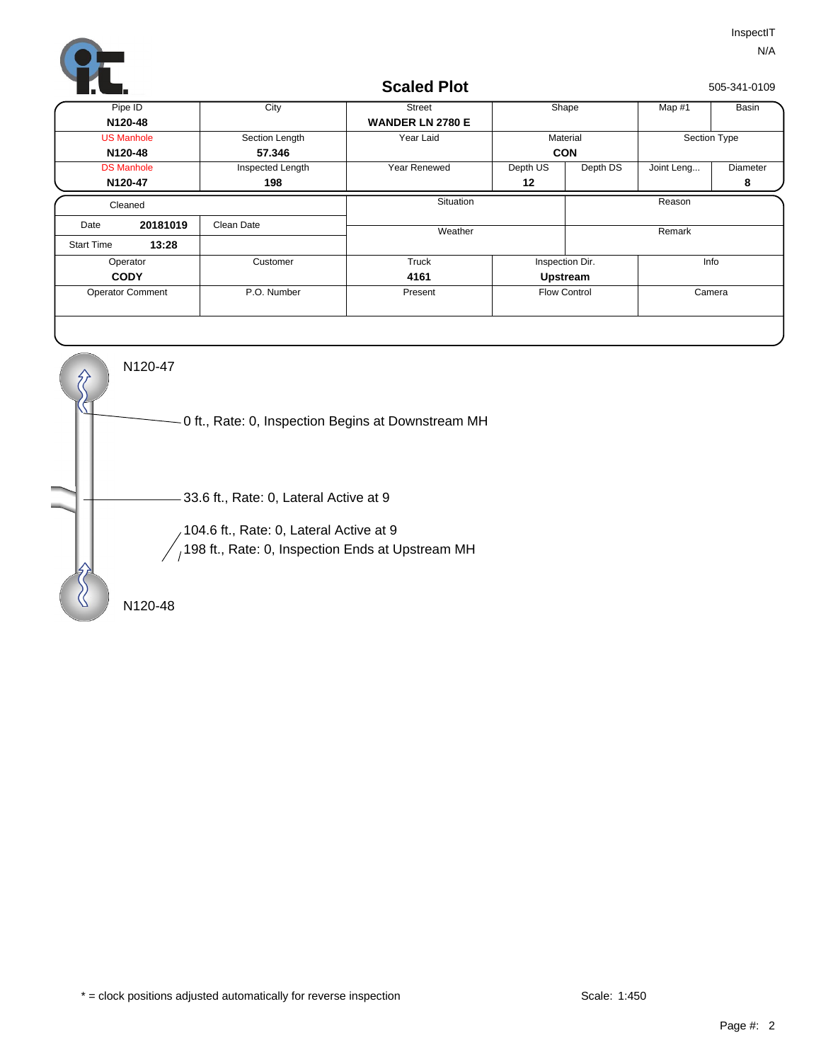InspectIT

N/A

505-341-0109

# Scaled Plot

| Pipe ID | City | Street | Shape | | Map #1 | Basin |
|---|---|---|---|---|---|---|
| N120-48 | | WANDER LN 2780 E | | | | |
| US Manhole | Section Length | Year Laid | Material | | Section Type | |
| N120-48 | 57.346 | | CON | | | |
| DS Manhole | Inspected Length | Year Renewed | Depth US | Depth DS | Joint Leng... | Diameter |
| N120-47 | 198 | | 12 | | | 8 |

| Cleaned | | Situation | Reason |
|---|---|---|---|
| Date 20181019 | Clean Date | Weather | Remark |
| Start Time 13:28 | | | |

| Operator | Customer | Truck | Inspection Dir. | Info |
|---|---|---|---|---|
| CODY | | 4161 | Upstream | |
| Operator Comment | P.O. Number | Present | Flow Control | Camera |

N120-47

0 ft., Rate: 0, Inspection Begins at Downstream MH

33.6 ft., Rate: 0, Lateral Active at 9

104.6 ft., Rate: 0, Lateral Active at 9

198 ft., Rate: 0, Inspection Ends at Upstream MH

N120-48

* = clock positions adjusted automatically for reverse inspection

Scale: 1:450